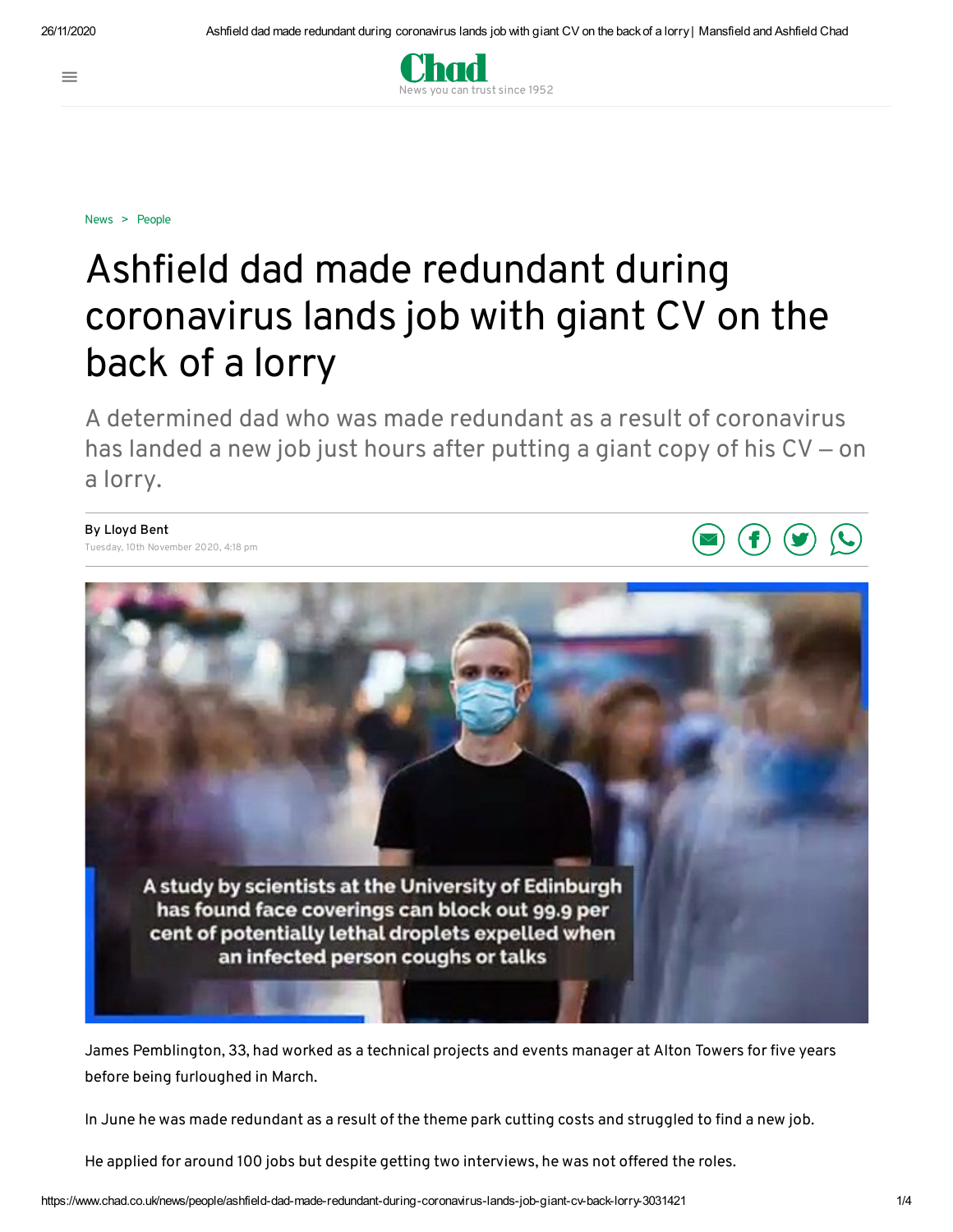News > People

# Ashfield dad made redundant during coronavirus lands job with giant CV on the back of a lorry

A determined dad who was made redundant as a result of coronavirus has landed a new job just hours after putting a giant copy of his CV – on a lorry.

By Lloyd Bent
Tuesday, 10th November 2020, 4:18 pm

A study by scientists at the University of Edinburgh has found face coverings can block out 99.9 per cent of potentially lethal droplets expelled when an infected person coughs or talks

James Pemblington, 33, had worked as a technical projects and events manager at Alton Towers for five years before being furloughed in March.

In June he was made redundant as a result of the theme park cutting costs and struggled to find a new job.

He applied for around 100 jobs but despite getting two interviews, he was not offered the roles.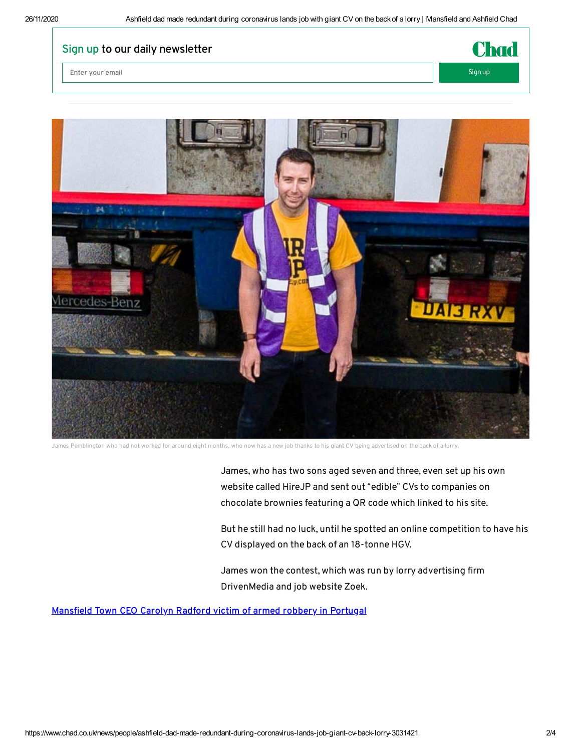Sign up to our daily newsletter

James Pemblington who had not worked for around eight months, who now has a new job thanks to his giant CV being advertised on the back of a lorry.

James, who has two sons aged seven and three, even set up his own website called HireJP and sent out “edible” CVs to companies on chocolate brownies featuring a QR code which linked to his site.

But he still had no luck, until he spotted an online competition to have his CV displayed on the back of an 18-tonne HGV.

James won the contest, which was run by lorry advertising firm DrivenMedia and job website Zoek.

[Mansfield Town CEO Carolyn Radford victim of armed robbery in Portugal]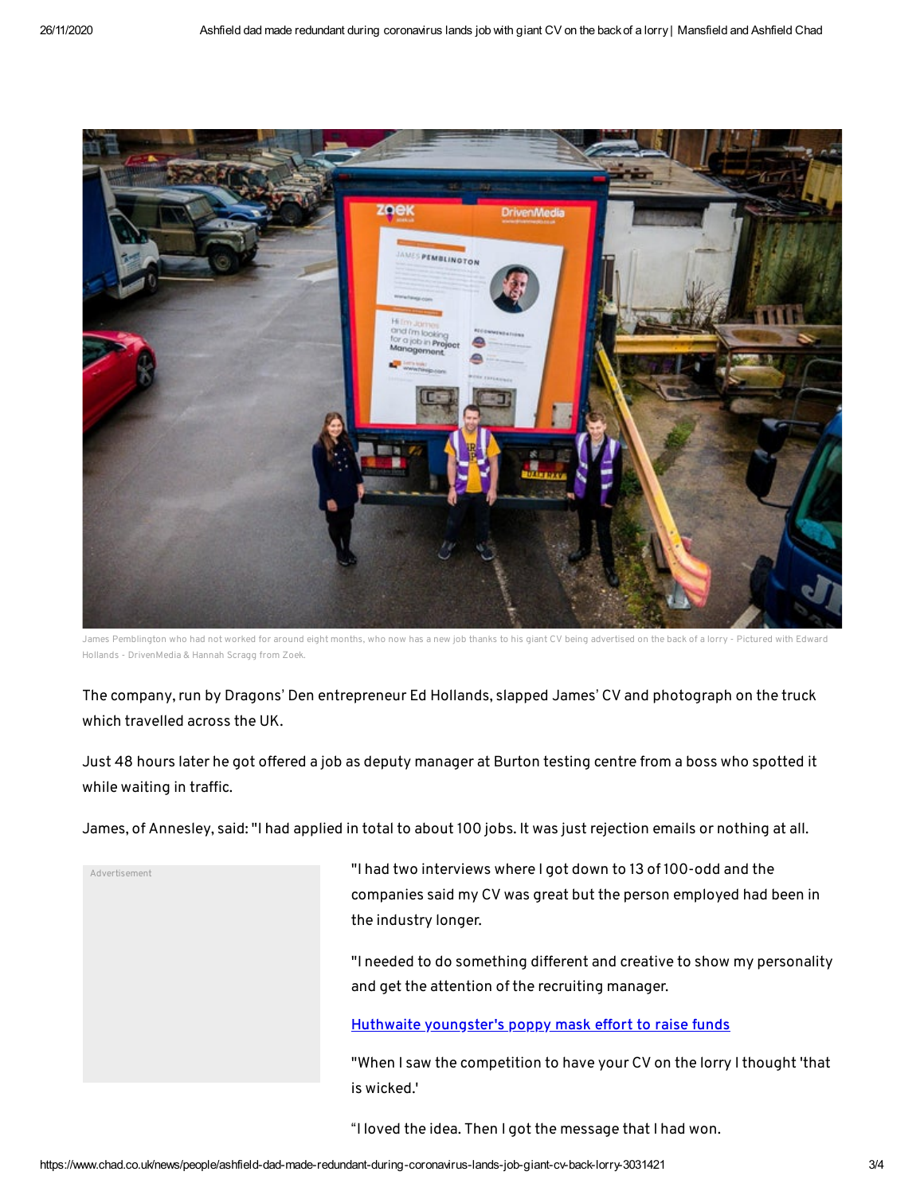James Pemblington who had not worked for around eight months, who now has a new job thanks to his giant CV being advertised on the back of a lorry - Pictured with Edward Hollands - DrivenMedia & Hannah Scragg from Zoek.

The company, run by Dragons' Den entrepreneur Ed Hollands, slapped James' CV and photograph on the truck which travelled across the UK.

Just 48 hours later he got offered a job as deputy manager at Burton testing centre from a boss who spotted it while waiting in traffic.

James, of Annesley, said: "I had applied in total to about 100 jobs. It was just rejection emails or nothing at all.

"I had two interviews where I got down to 13 of 100-odd and the companies said my CV was great but the person employed had been in the industry longer.

"I needed to do something different and creative to show my personality and get the attention of the recruiting manager.

[Huthwaite youngster's poppy mask effort to raise funds]

"When I saw the competition to have your CV on the lorry I thought 'that is wicked.'

"I loved the idea. Then I got the message that I had won.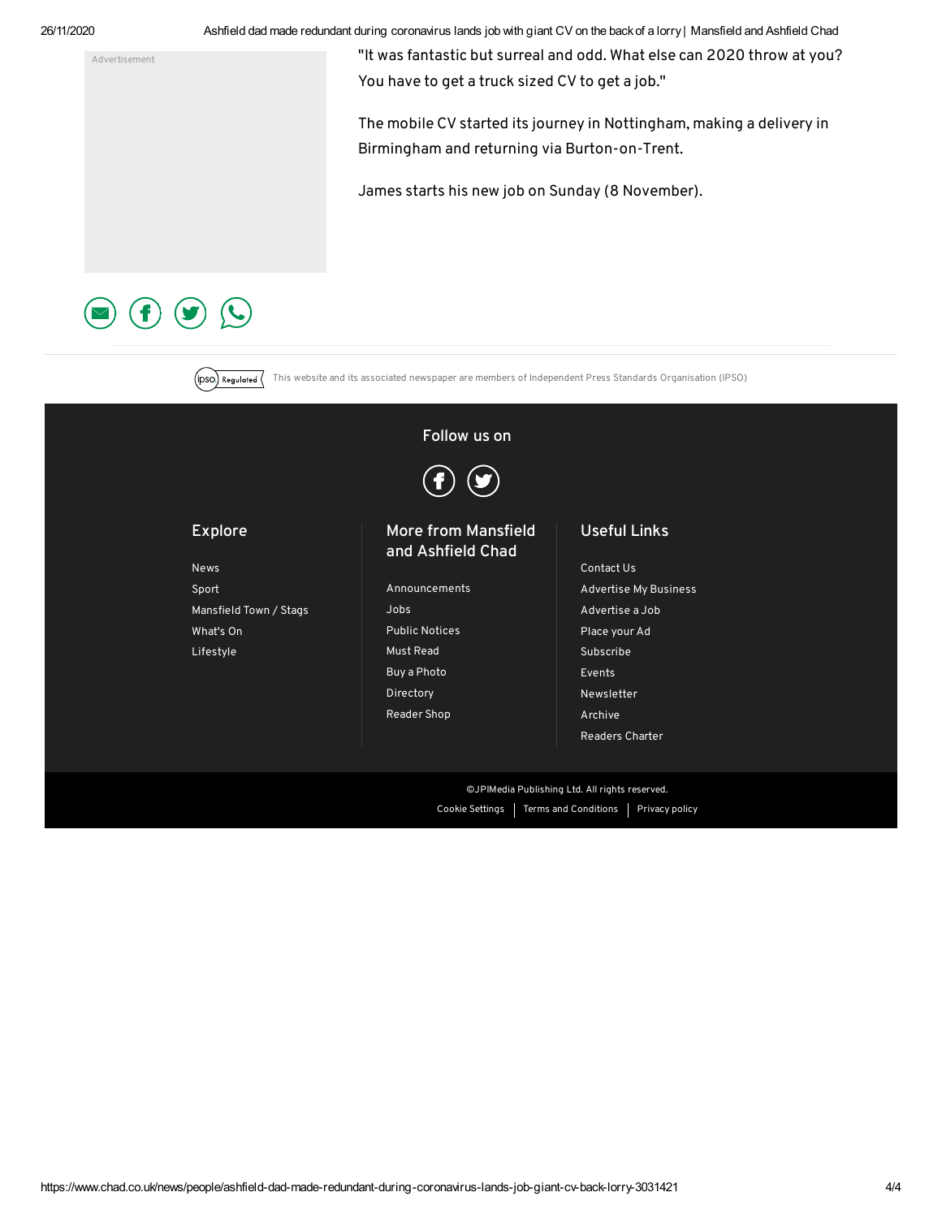Advertisement

"It was fantastic but surreal and odd. What else can 2020 throw at you? You have to get a truck sized CV to get a job."

The mobile CV started its journey in Nottingham, making a delivery in Birmingham and returning via Burton-on-Trent.

James starts his new job on Sunday (8 November).

This website and its associated newspaper are members of Independent Press Standards Organisation (IPSO)

Follow us on

**Explore**

- News
- Sport
- Mansfield Town / Stags
- What's On
- Lifestyle

**More from Mansfield and Ashfield Chad**

- Announcements
- Jobs
- Public Notices
- Must Read
- Buy a Photo
- Directory
- Reader Shop

**Useful Links**

- Contact Us
- Advertise My Business
- Advertise a Job
- Place your Ad
- Subscribe
- Events
- Newsletter
- Archive
- Readers Charter

©JPIMedia Publishing Ltd. All rights reserved.

Cookie Settings | Terms and Conditions | Privacy policy